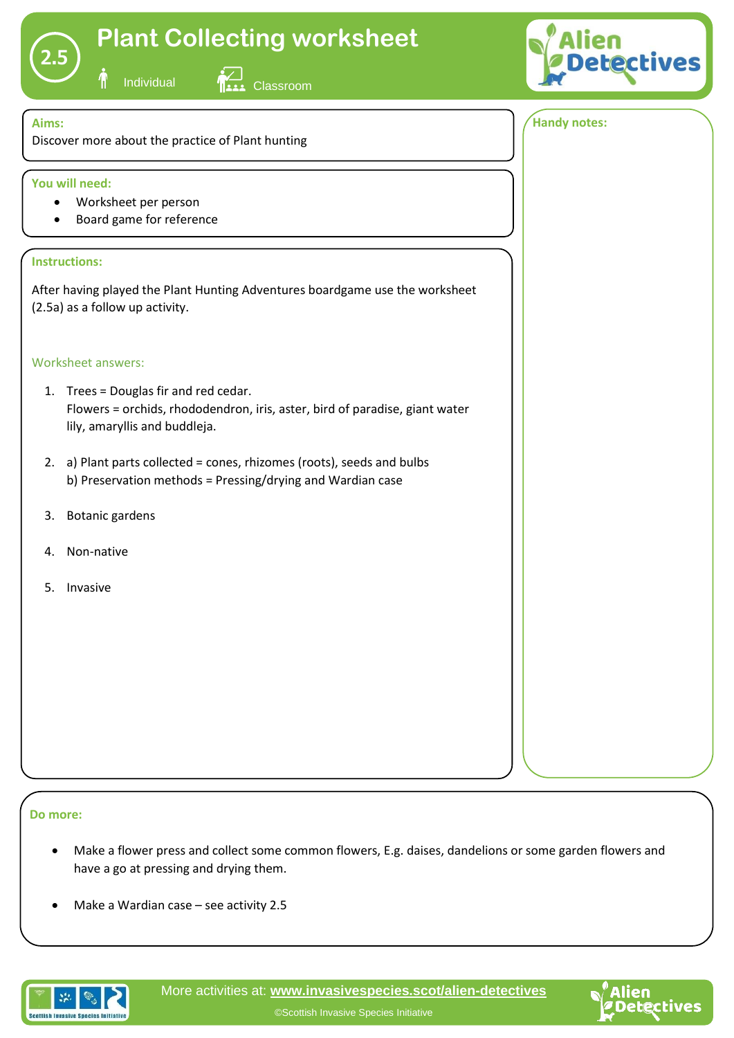# 2.5 Plant Collecting worksheet

Individual | Classroom

Alien Detectives

**Aims:**

Discover more about the practice of Plant hunting

**You will need:**

- Worksheet per person
- Board game for reference

**Instructions:**

After having played the Plant Hunting Adventures boardgame use the worksheet (2.5a) as a follow up activity.

Worksheet answers:

1. Trees = Douglas fir and red cedar.
   Flowers = orchids, rhododendron, iris, aster, bird of paradise, giant water lily, amaryllis and buddleja.
2. a) Plant parts collected = cones, rhizomes (roots), seeds and bulbs
   b) Preservation methods = Pressing/drying and Wardian case
3. Botanic gardens
4. Non-native
5. Invasive

**Handy notes:**

**Do more:**

- Make a flower press and collect some common flowers, E.g. daises, dandelions or some garden flowers and have a go at pressing and drying them.
- Make a Wardian case – see activity 2.5

More activities at: www.invasivespecies.scot/alien-detectives

©Scottish Invasive Species Initiative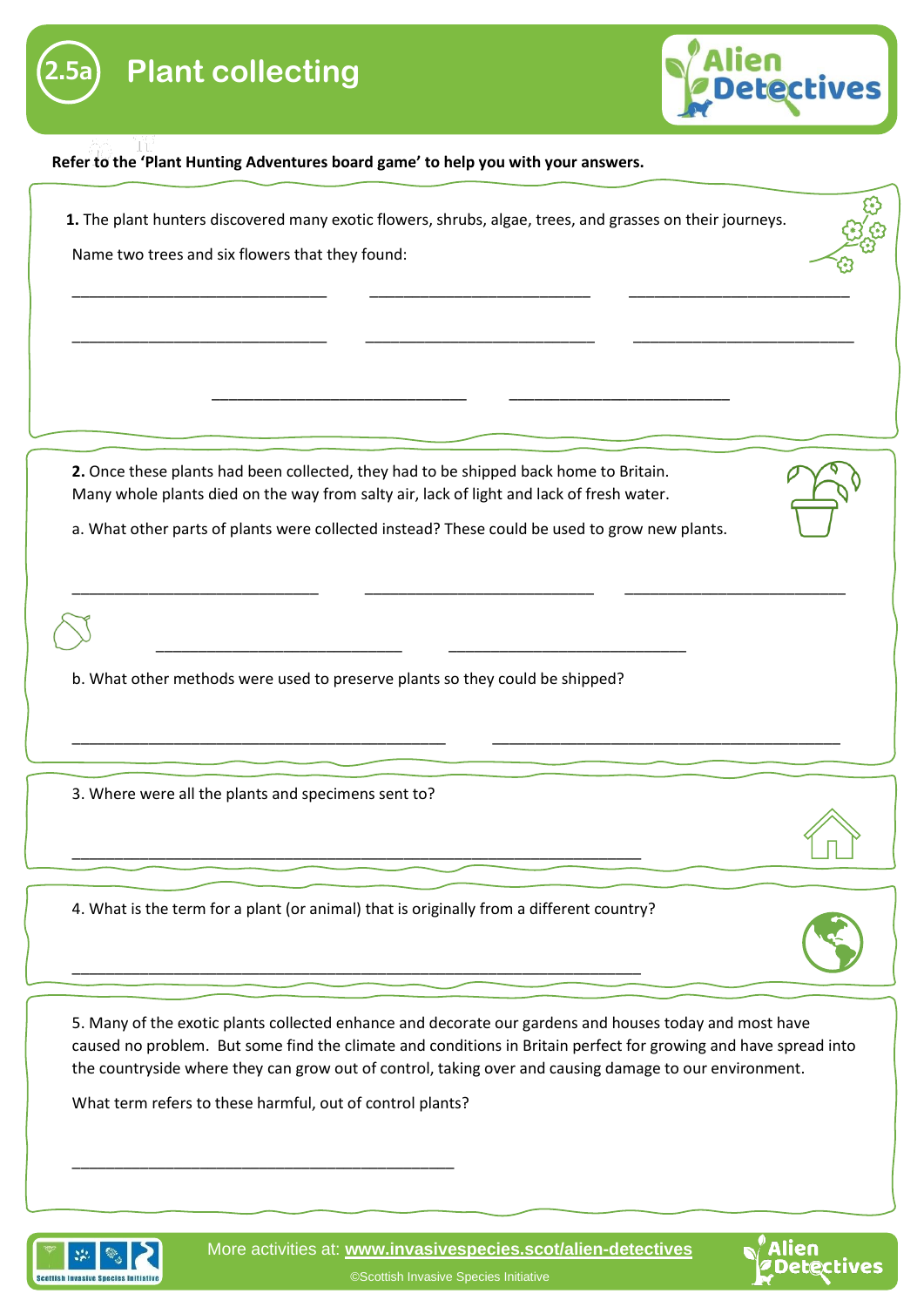# 2.5a Plant collecting

**Refer to the 'Plant Hunting Adventures board game' to help you with your answers.**

**1.** The plant hunters discovered many exotic flowers, shrubs, algae, trees, and grasses on their journeys.

Name two trees and six flowers that they found:

_____________________________ _________________________ _________________________

_____________________________ __________________________ _________________________

_____________________________ _________________________

**2.** Once these plants had been collected, they had to be shipped back home to Britain. Many whole plants died on the way from salty air, lack of light and lack of fresh water.

a. What other parts of plants were collected instead? These could be used to grow new plants.

____________________________ __________________________ _________________________

____________________________ __________________________

b. What other methods were used to preserve plants so they could be shipped?

__________________________________________ _______________________________________

3. Where were all the plants and specimens sent to?

________________________________________________________________

4. What is the term for a plant (or animal) that is originally from a different country?

________________________________________________________________

5. Many of the exotic plants collected enhance and decorate our gardens and houses today and most have caused no problem. But some find the climate and conditions in Britain perfect for growing and have spread into the countryside where they can grow out of control, taking over and causing damage to our environment.

What term refers to these harmful, out of control plants?

___________________________________________

More activities at: **www.invasivespecies.scot/alien-detectives**

©Scottish Invasive Species Initiative